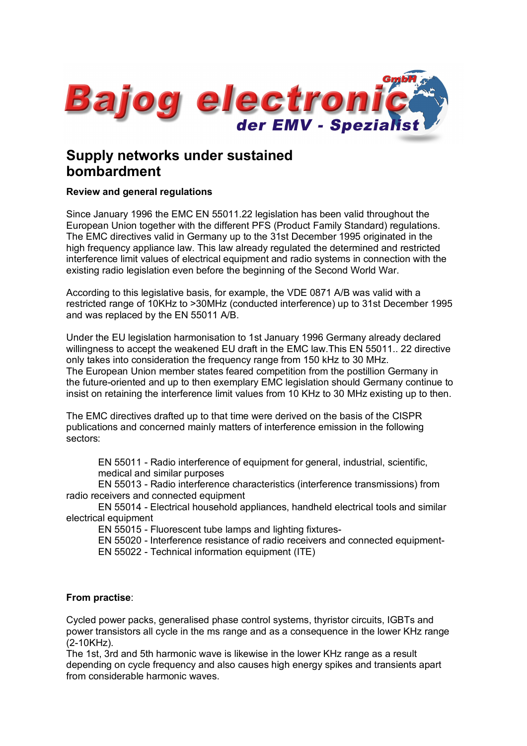Bajog electronic GmbH

der EMV - Spezialist

# Supply networks under sustained bombardment

**Review and general regulations**

Since January 1996 the EMC EN 55011.22 legislation has been valid throughout the European Union together with the different PFS (Product Family Standard) regulations. The EMC directives valid in Germany up to the 31st December 1995 originated in the high frequency appliance law. This law already regulated the determined and restricted interference limit values of electrical equipment and radio systems in connection with the existing radio legislation even before the beginning of the Second World War.

According to this legislative basis, for example, the VDE 0871 A/B was valid with a restricted range of 10KHz to >30MHz (conducted interference) up to 31st December 1995 and was replaced by the EN 55011 A/B.

Under the EU legislation harmonisation to 1st January 1996 Germany already declared willingness to accept the weakened EU draft in the EMC law.This EN 55011.. 22 directive only takes into consideration the frequency range from 150 kHz to 30 MHz.
The European Union member states feared competition from the postillion Germany in the future-oriented and up to then exemplary EMC legislation should Germany continue to insist on retaining the interference limit values from 10 KHz to 30 MHz existing up to then.

The EMC directives drafted up to that time were derived on the basis of the CISPR publications and concerned mainly matters of interference emission in the following sectors:

- EN 55011 - Radio interference of equipment for general, industrial, scientific, medical and similar purposes
- EN 55013 - Radio interference characteristics (interference transmissions) from radio receivers and connected equipment
- EN 55014 - Electrical household appliances, handheld electrical tools and similar electrical equipment
- EN 55015 - Fluorescent tube lamps and lighting fixtures-
- EN 55020 - Interference resistance of radio receivers and connected equipment-
- EN 55022 - Technical information equipment (ITE)

**From practise**:

Cycled power packs, generalised phase control systems, thyristor circuits, IGBTs and power transistors all cycle in the ms range and as a consequence in the lower KHz range (2-10KHz).
The 1st, 3rd and 5th harmonic wave is likewise in the lower KHz range as a result depending on cycle frequency and also causes high energy spikes and transients apart from considerable harmonic waves.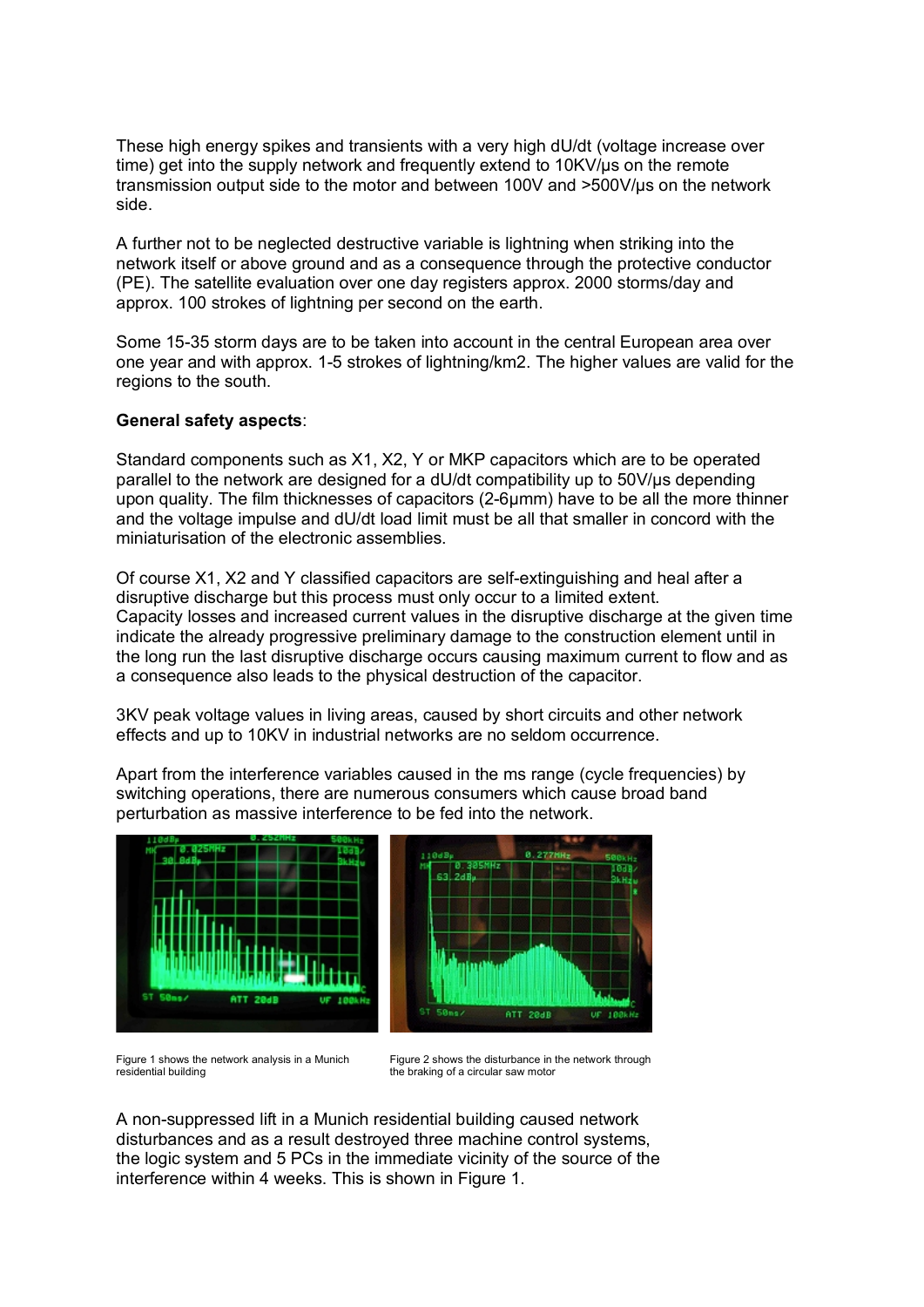These high energy spikes and transients with a very high dU/dt (voltage increase over time) get into the supply network and frequently extend to 10KV/µs on the remote transmission output side to the motor and between 100V and >500V/µs on the network side.

A further not to be neglected destructive variable is lightning when striking into the network itself or above ground and as a consequence through the protective conductor (PE). The satellite evaluation over one day registers approx. 2000 storms/day and approx. 100 strokes of lightning per second on the earth.

Some 15-35 storm days are to be taken into account in the central European area over one year and with approx. 1-5 strokes of lightning/km2. The higher values are valid for the regions to the south.

**General safety aspects**:

Standard components such as X1, X2, Y or MKP capacitors which are to be operated parallel to the network are designed for a dU/dt compatibility up to 50V/µs depending upon quality. The film thicknesses of capacitors (2-6µmm) have to be all the more thinner and the voltage impulse and dU/dt load limit must be all that smaller in concord with the miniaturisation of the electronic assemblies.

Of course X1, X2 and Y classified capacitors are self-extinguishing and heal after a disruptive discharge but this process must only occur to a limited extent.
Capacity losses and increased current values in the disruptive discharge at the given time indicate the already progressive preliminary damage to the construction element until in the long run the last disruptive discharge occurs causing maximum current to flow and as a consequence also leads to the physical destruction of the capacitor.

3KV peak voltage values in living areas, caused by short circuits and other network effects and up to 10KV in industrial networks are no seldom occurrence.

Apart from the interference variables caused in the ms range (cycle frequencies) by switching operations, there are numerous consumers which cause broad band perturbation as massive interference to be fed into the network.

Figure 1 shows the network analysis in a Munich residential building

Figure 2 shows the disturbance in the network through the braking of a circular saw motor

A non-suppressed lift in a Munich residential building caused network disturbances and as a result destroyed three machine control systems, the logic system and 5 PCs in the immediate vicinity of the source of the interference within 4 weeks. This is shown in Figure 1.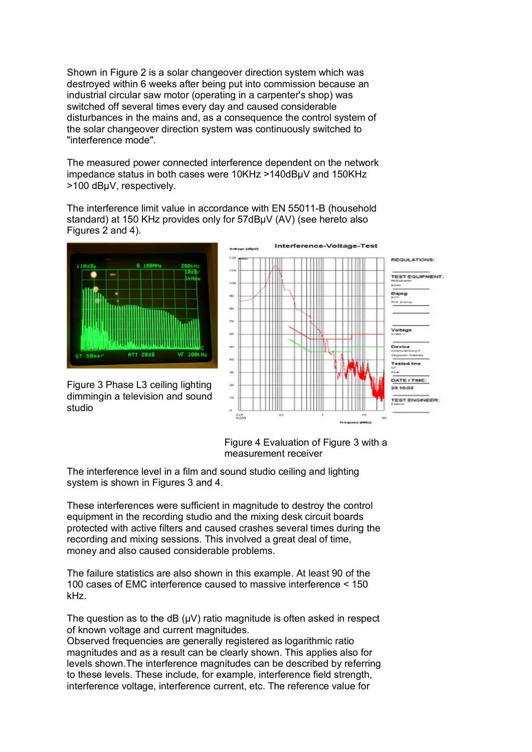Shown in Figure 2 is a solar changeover direction system which was destroyed within 6 weeks after being put into commission because an industrial circular saw motor (operating in a carpenter's shop) was switched off several times every day and caused considerable disturbances in the mains and, as a consequence the control system of the solar changeover direction system was continuously switched to "interference mode".

The measured power connected interference dependent on the network impedance status in both cases were 10KHz >140dBµV and 150KHz >100 dBµV, respectively.

The interference limit value in accordance with EN 55011-B (household standard) at 150 KHz provides only for 57dBµV (AV) (see hereto also Figures 2 and 4).

Figure 3 Phase L3 ceiling lighting dimmingin a television and sound studio

Figure 4 Evaluation of Figure 3 with a measurement receiver

The interference level in a film and sound studio ceiling and lighting system is shown in Figures 3 and 4.

These interferences were sufficient in magnitude to destroy the control equipment in the recording studio and the mixing desk circuit boards protected with active filters and caused crashes several times during the recording and mixing sessions. This involved a great deal of time, money and also caused considerable problems.

The failure statistics are also shown in this example. At least 90 of the 100 cases of EMC interference caused to massive interference < 150 kHz.

The question as to the dB (µV) ratio magnitude is often asked in respect of known voltage and current magnitudes.
Observed frequencies are generally registered as logarithmic ratio magnitudes and as a result can be clearly shown. This applies also for levels shown.The interference magnitudes can be described by referring to these levels. These include, for example, interference field strength, interference voltage, interference current, etc. The reference value for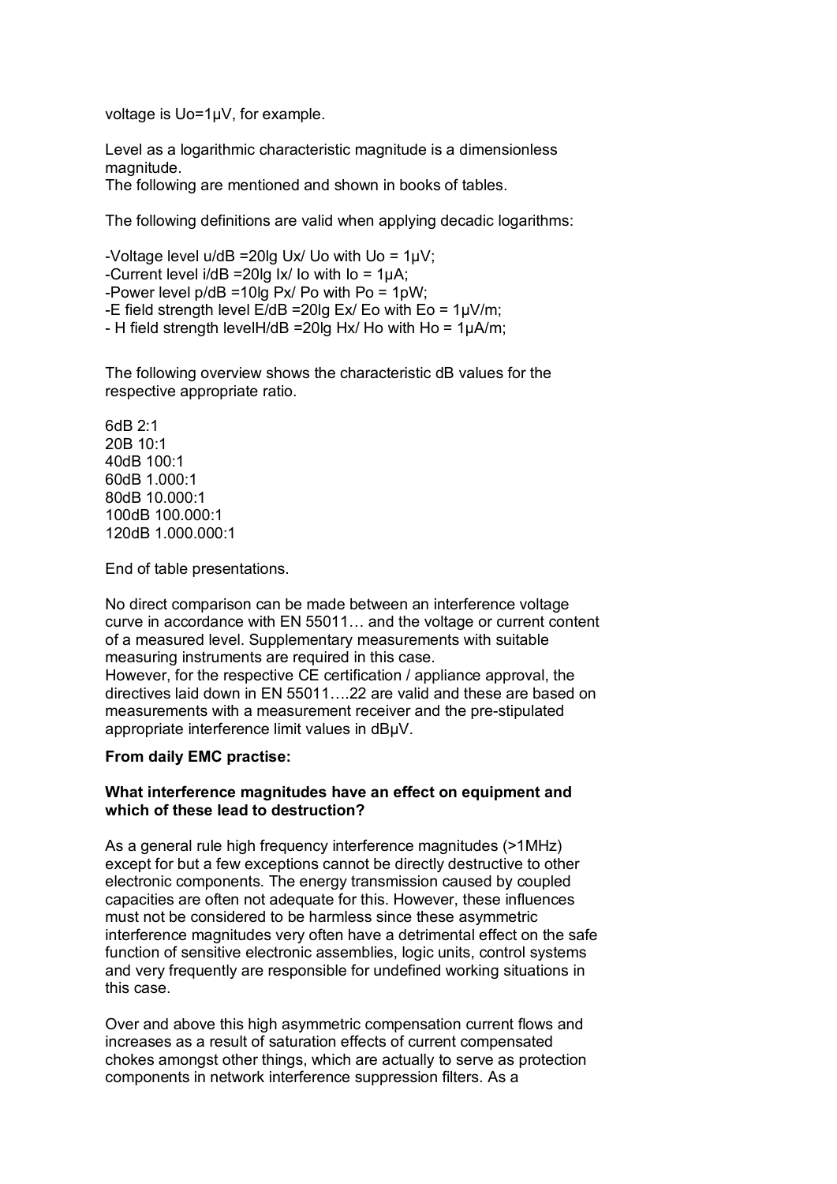voltage is $U_o$=1μV, for example.

Level as a logarithmic characteristic magnitude is a dimensionless magnitude.
The following are mentioned and shown in books of tables.

The following definitions are valid when applying decadic logarithms:

- Voltage level u/dB =20lg $U_x$/ $U_o$ with $U_o$ = 1μV;
- Current level i/dB =20lg $I_x$/ $I_o$ with $I_o$ = 1μA;
- Power level p/dB =10lg $P_x$/ $P_o$ with $P_o$ = 1pW;
- E field strength level E/dB =20lg $E_x$/ $E_o$ with $E_o$ = 1μV/m;
- H field strength levelH/dB =20lg $H_x$/ $H_o$ with $H_o$ = 1μA/m;

The following overview shows the characteristic dB values for the respective appropriate ratio.

6dB 2:1
20B 10:1
40dB 100:1
60dB 1.000:1
80dB 10.000:1
100dB 100.000:1
120dB 1.000.000:1

End of table presentations.

No direct comparison can be made between an interference voltage curve in accordance with EN 55011… and the voltage or current content of a measured level. Supplementary measurements with suitable measuring instruments are required in this case.
However, for the respective CE certification / appliance approval, the directives laid down in EN 55011….22 are valid and these are based on measurements with a measurement receiver and the pre-stipulated appropriate interference limit values in dBμV.

**From daily EMC practise:**

**What interference magnitudes have an effect on equipment and which of these lead to destruction?**

As a general rule high frequency interference magnitudes (>1MHz) except for but a few exceptions cannot be directly destructive to other electronic components. The energy transmission caused by coupled capacities are often not adequate for this. However, these influences must not be considered to be harmless since these asymmetric interference magnitudes very often have a detrimental effect on the safe function of sensitive electronic assemblies, logic units, control systems and very frequently are responsible for undefined working situations in this case.

Over and above this high asymmetric compensation current flows and increases as a result of saturation effects of current compensated chokes amongst other things, which are actually to serve as protection components in network interference suppression filters. As a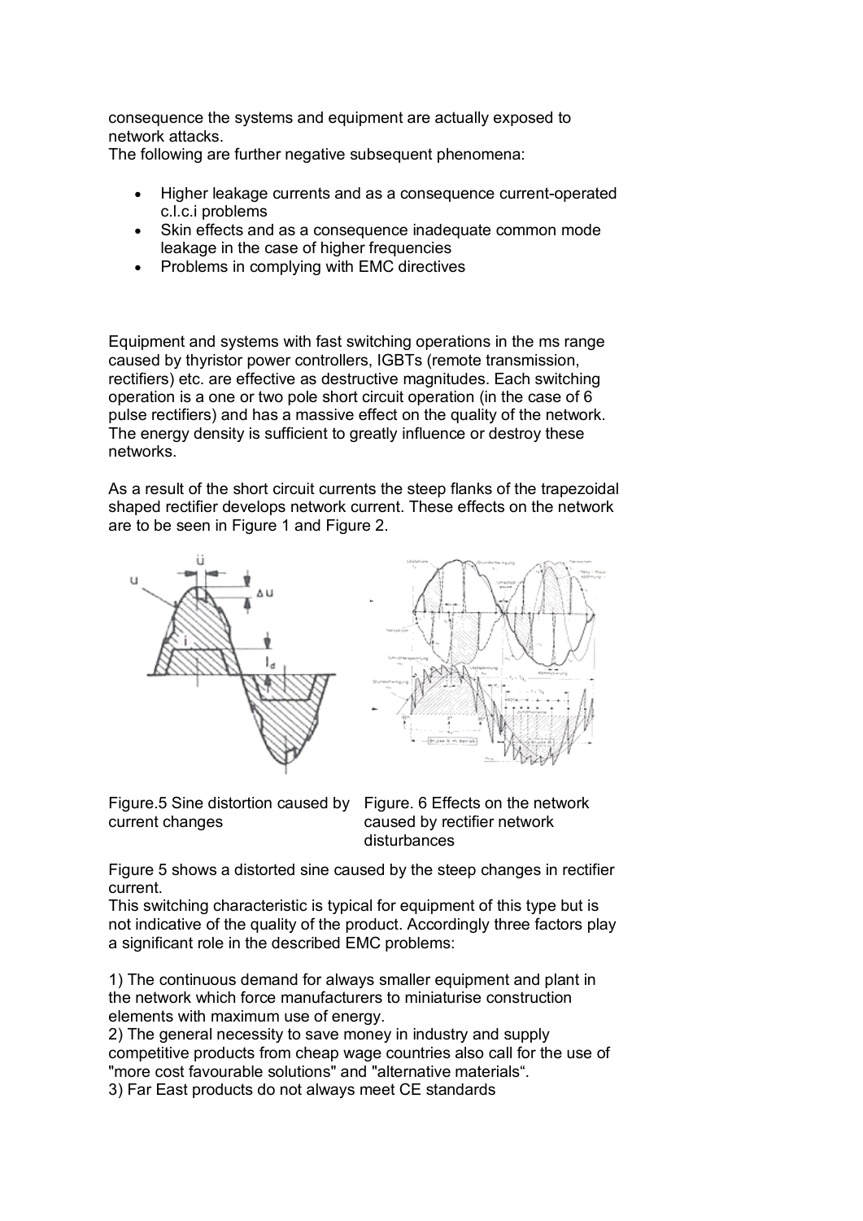consequence the systems and equipment are actually exposed to network attacks.
The following are further negative subsequent phenomena:

- Higher leakage currents and as a consequence current-operated c.l.c.i problems
- Skin effects and as a consequence inadequate common mode leakage in the case of higher frequencies
- Problems in complying with EMC directives

Equipment and systems with fast switching operations in the ms range caused by thyristor power controllers, IGBTs (remote transmission, rectifiers) etc. are effective as destructive magnitudes. Each switching operation is a one or two pole short circuit operation (in the case of 6 pulse rectifiers) and has a massive effect on the quality of the network. The energy density is sufficient to greatly influence or destroy these networks.

As a result of the short circuit currents the steep flanks of the trapezoidal shaped rectifier develops network current. These effects on the network are to be seen in Figure 1 and Figure 2.

Figure.5 Sine distortion caused by current changes

Figure. 6 Effects on the network caused by rectifier network disturbances

Figure 5 shows a distorted sine caused by the steep changes in rectifier current.
This switching characteristic is typical for equipment of this type but is not indicative of the quality of the product. Accordingly three factors play a significant role in the described EMC problems:

1) The continuous demand for always smaller equipment and plant in the network which force manufacturers to miniaturise construction elements with maximum use of energy.
2) The general necessity to save money in industry and supply competitive products from cheap wage countries also call for the use of "more cost favourable solutions" and "alternative materials“.
3) Far East products do not always meet CE standards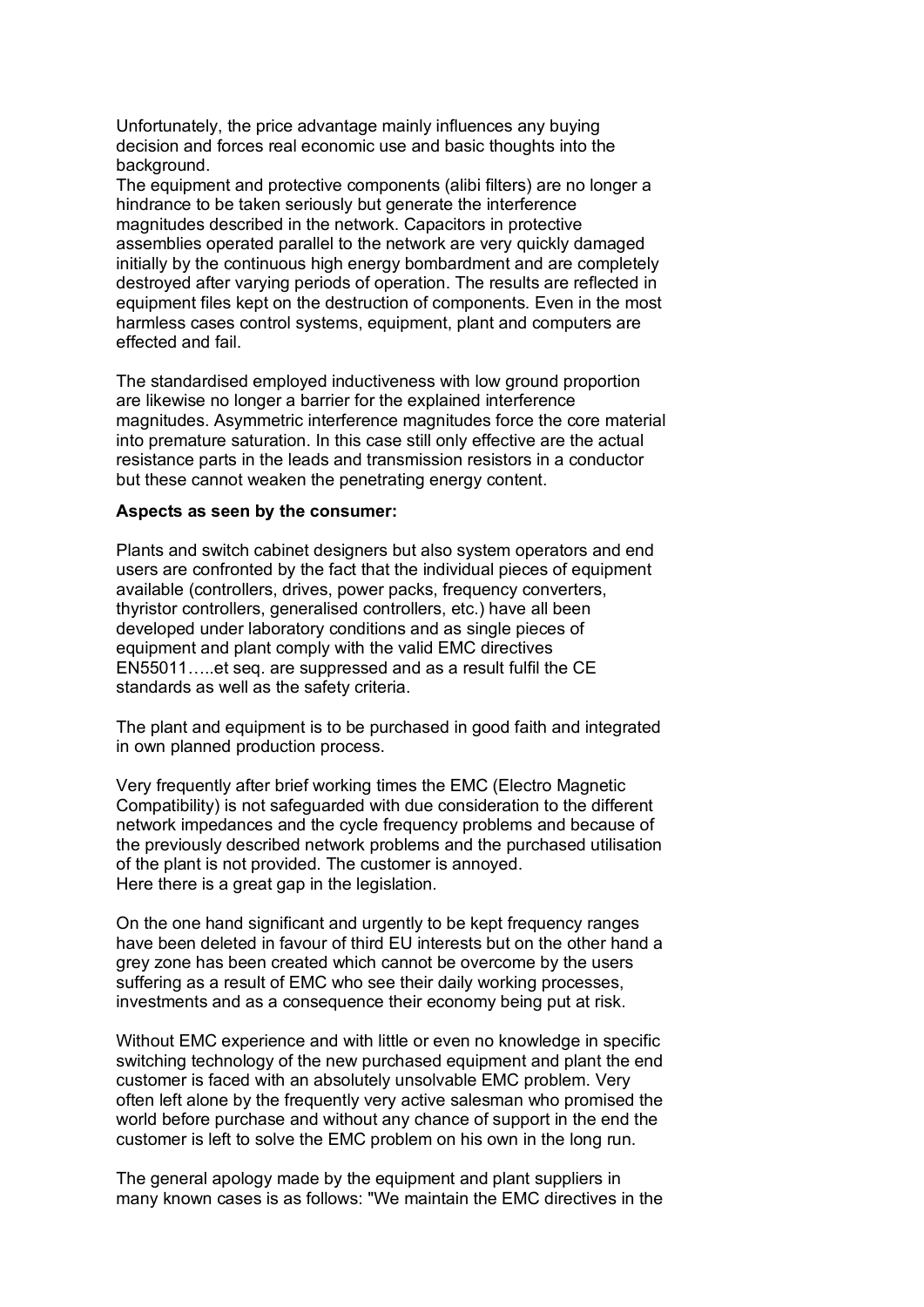Unfortunately, the price advantage mainly influences any buying decision and forces real economic use and basic thoughts into the background.
The equipment and protective components (alibi filters) are no longer a hindrance to be taken seriously but generate the interference magnitudes described in the network. Capacitors in protective assemblies operated parallel to the network are very quickly damaged initially by the continuous high energy bombardment and are completely destroyed after varying periods of operation. The results are reflected in equipment files kept on the destruction of components. Even in the most harmless cases control systems, equipment, plant and computers are effected and fail.

The standardised employed inductiveness with low ground proportion are likewise no longer a barrier for the explained interference magnitudes. Asymmetric interference magnitudes force the core material into premature saturation. In this case still only effective are the actual resistance parts in the leads and transmission resistors in a conductor but these cannot weaken the penetrating energy content.

**Aspects as seen by the consumer:**

Plants and switch cabinet designers but also system operators and end users are confronted by the fact that the individual pieces of equipment available (controllers, drives, power packs, frequency converters, thyristor controllers, generalised controllers, etc.) have all been developed under laboratory conditions and as single pieces of equipment and plant comply with the valid EMC directives EN55011…..et seq. are suppressed and as a result fulfil the CE standards as well as the safety criteria.

The plant and equipment is to be purchased in good faith and integrated in own planned production process.

Very frequently after brief working times the EMC (Electro Magnetic Compatibility) is not safeguarded with due consideration to the different network impedances and the cycle frequency problems and because of the previously described network problems and the purchased utilisation of the plant is not provided. The customer is annoyed.
Here there is a great gap in the legislation.

On the one hand significant and urgently to be kept frequency ranges have been deleted in favour of third EU interests but on the other hand a grey zone has been created which cannot be overcome by the users suffering as a result of EMC who see their daily working processes, investments and as a consequence their economy being put at risk.

Without EMC experience and with little or even no knowledge in specific switching technology of the new purchased equipment and plant the end customer is faced with an absolutely unsolvable EMC problem. Very often left alone by the frequently very active salesman who promised the world before purchase and without any chance of support in the end the customer is left to solve the EMC problem on his own in the long run.

The general apology made by the equipment and plant suppliers in many known cases is as follows: "We maintain the EMC directives in the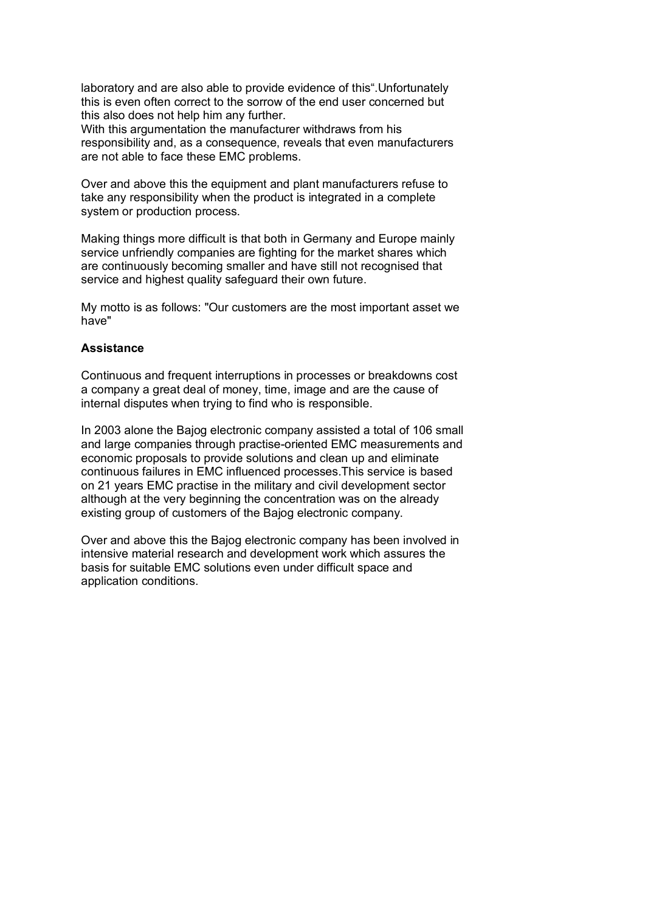laboratory and are also able to provide evidence of this".Unfortunately this is even often correct to the sorrow of the end user concerned but this also does not help him any further.
With this argumentation the manufacturer withdraws from his responsibility and, as a consequence, reveals that even manufacturers are not able to face these EMC problems.

Over and above this the equipment and plant manufacturers refuse to take any responsibility when the product is integrated in a complete system or production process.

Making things more difficult is that both in Germany and Europe mainly service unfriendly companies are fighting for the market shares which are continuously becoming smaller and have still not recognised that service and highest quality safeguard their own future.

My motto is as follows: "Our customers are the most important asset we have"

**Assistance**

Continuous and frequent interruptions in processes or breakdowns cost a company a great deal of money, time, image and are the cause of internal disputes when trying to find who is responsible.

In 2003 alone the Bajog electronic company assisted a total of 106 small and large companies through practise-oriented EMC measurements and economic proposals to provide solutions and clean up and eliminate continuous failures in EMC influenced processes.This service is based on 21 years EMC practise in the military and civil development sector although at the very beginning the concentration was on the already existing group of customers of the Bajog electronic company.

Over and above this the Bajog electronic company has been involved in intensive material research and development work which assures the basis for suitable EMC solutions even under difficult space and application conditions.